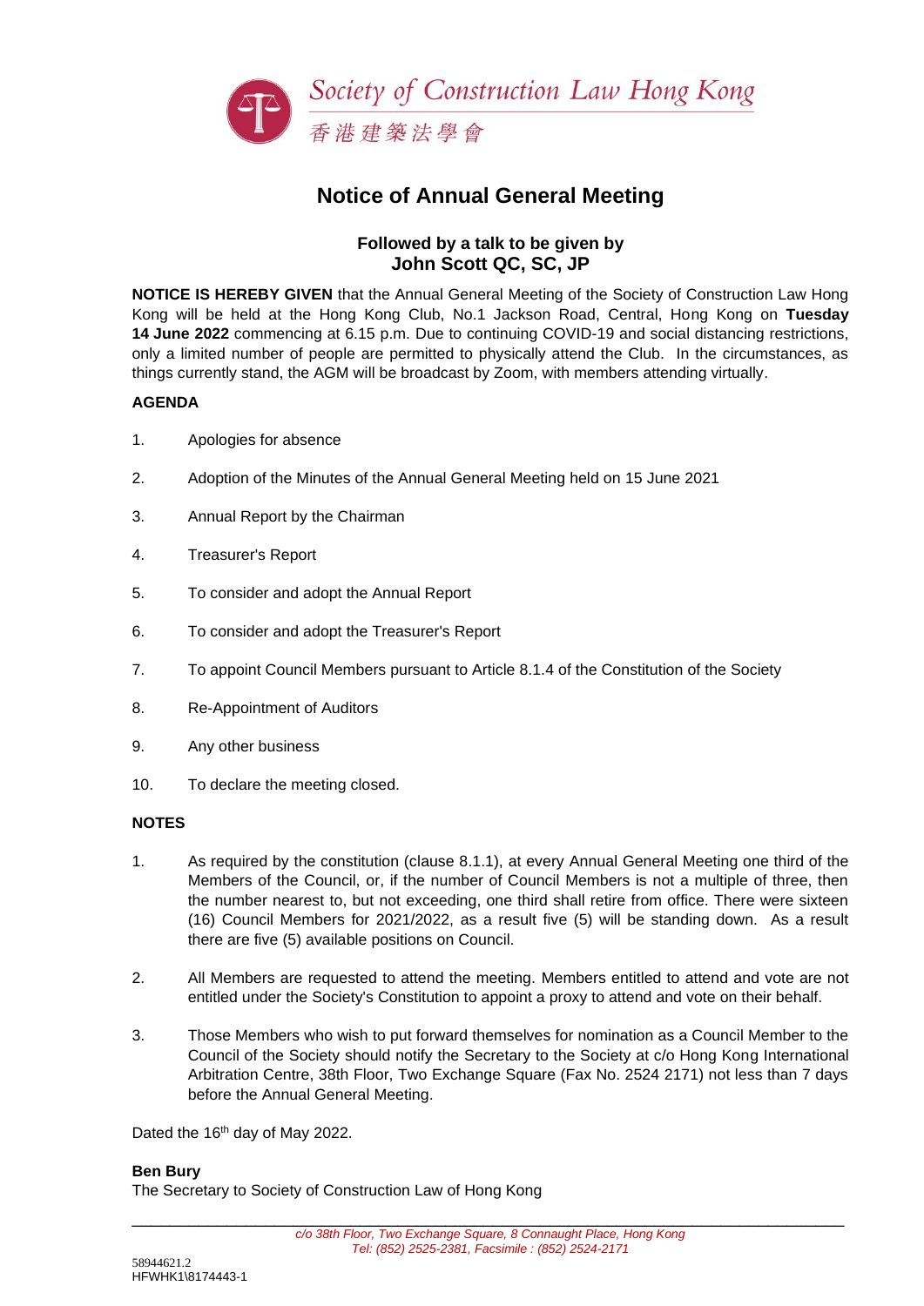Society of Construction Law Hong Kong

香港建築法學會

# Notice of Annual General Meeting

### Followed by a talk to be given by
### John Scott QC, SC, JP

**NOTICE IS HEREBY GIVEN** that the Annual General Meeting of the Society of Construction Law Hong Kong will be held at the Hong Kong Club, No.1 Jackson Road, Central, Hong Kong on **Tuesday 14 June 2022** commencing at 6.15 p.m. Due to continuing COVID-19 and social distancing restrictions, only a limited number of people are permitted to physically attend the Club. In the circumstances, as things currently stand, the AGM will be broadcast by Zoom, with members attending virtually.

**AGENDA**

1. Apologies for absence
2. Adoption of the Minutes of the Annual General Meeting held on 15 June 2021
3. Annual Report by the Chairman
4. Treasurer's Report
5. To consider and adopt the Annual Report
6. To consider and adopt the Treasurer's Report
7. To appoint Council Members pursuant to Article 8.1.4 of the Constitution of the Society
8. Re-Appointment of Auditors
9. Any other business
10. To declare the meeting closed.

**NOTES**

1. As required by the constitution (clause 8.1.1), at every Annual General Meeting one third of the Members of the Council, or, if the number of Council Members is not a multiple of three, then the number nearest to, but not exceeding, one third shall retire from office. There were sixteen (16) Council Members for 2021/2022, as a result five (5) will be standing down. As a result there are five (5) available positions on Council.
2. All Members are requested to attend the meeting. Members entitled to attend and vote are not entitled under the Society's Constitution to appoint a proxy to attend and vote on their behalf.
3. Those Members who wish to put forward themselves for nomination as a Council Member to the Council of the Society should notify the Secretary to the Society at c/o Hong Kong International Arbitration Centre, 38th Floor, Two Exchange Square (Fax No. 2524 2171) not less than 7 days before the Annual General Meeting.

Dated the 16th day of May 2022.

**Ben Bury**
The Secretary to Society of Construction Law of Hong Kong

*c/o 38th Floor, Two Exchange Square, 8 Connaught Place, Hong Kong*
*Tel: (852) 2525-2381, Facsimile : (852) 2524-2171*

58944621.2
HFWHK1\8174443-1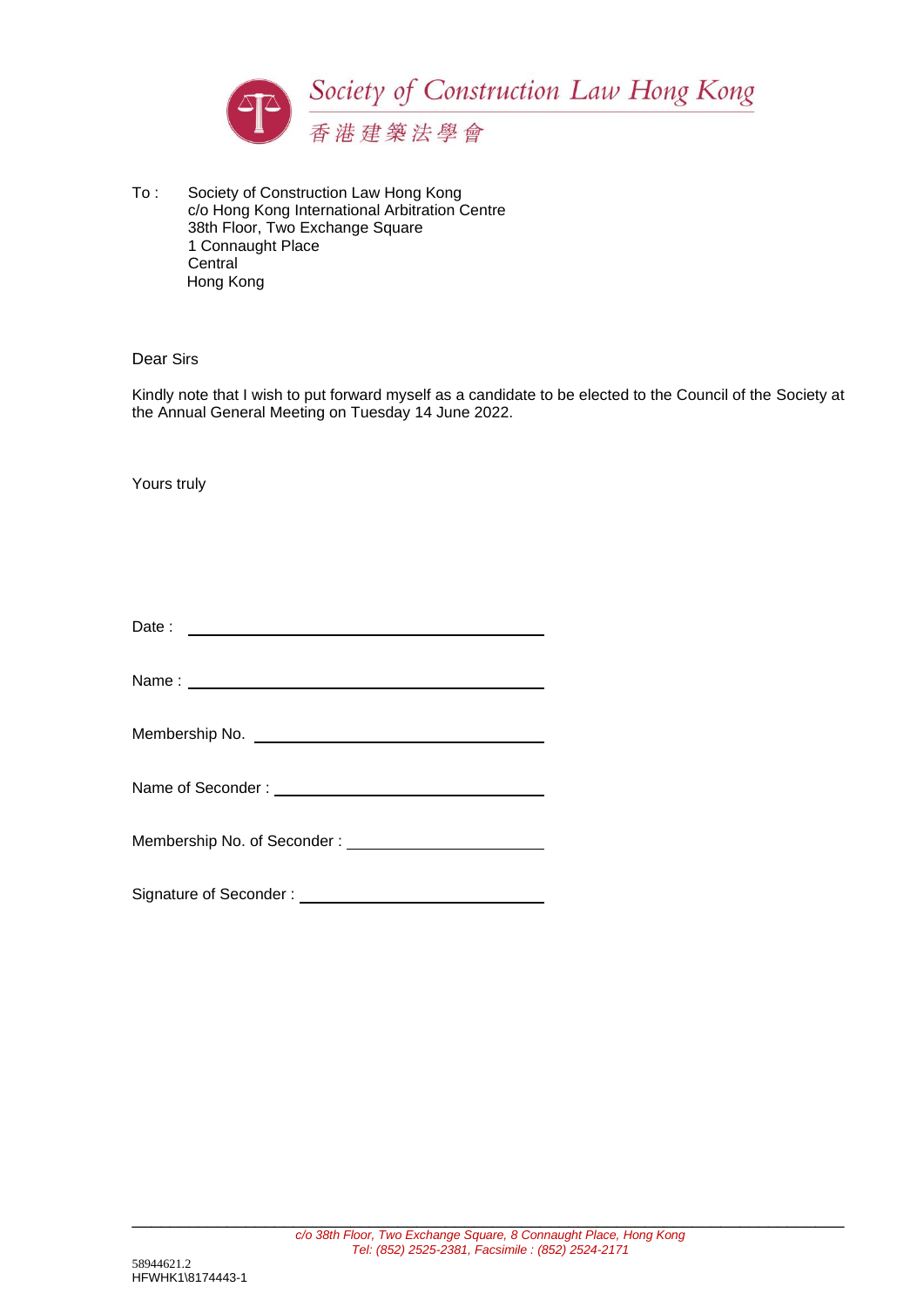Society of Construction Law Hong Kong

香港建築法學會

To : Society of Construction Law Hong Kong
c/o Hong Kong International Arbitration Centre
38th Floor, Two Exchange Square
1 Connaught Place
Central
Hong Kong

Dear Sirs

Kindly note that I wish to put forward myself as a candidate to be elected to the Council of the Society at the Annual General Meeting on Tuesday 14 June 2022.

Yours truly

Date : ______________________________

Name : ______________________________

Membership No. ______________________________

Name of Seconder : ______________________________

Membership No. of Seconder : ______________________________

Signature of Seconder : ______________________________

*c/o 38th Floor, Two Exchange Square, 8 Connaught Place, Hong Kong*
*Tel: (852) 2525-2381, Facsimile : (852) 2524-2171*

58944621.2
HFWHK1\8174443-1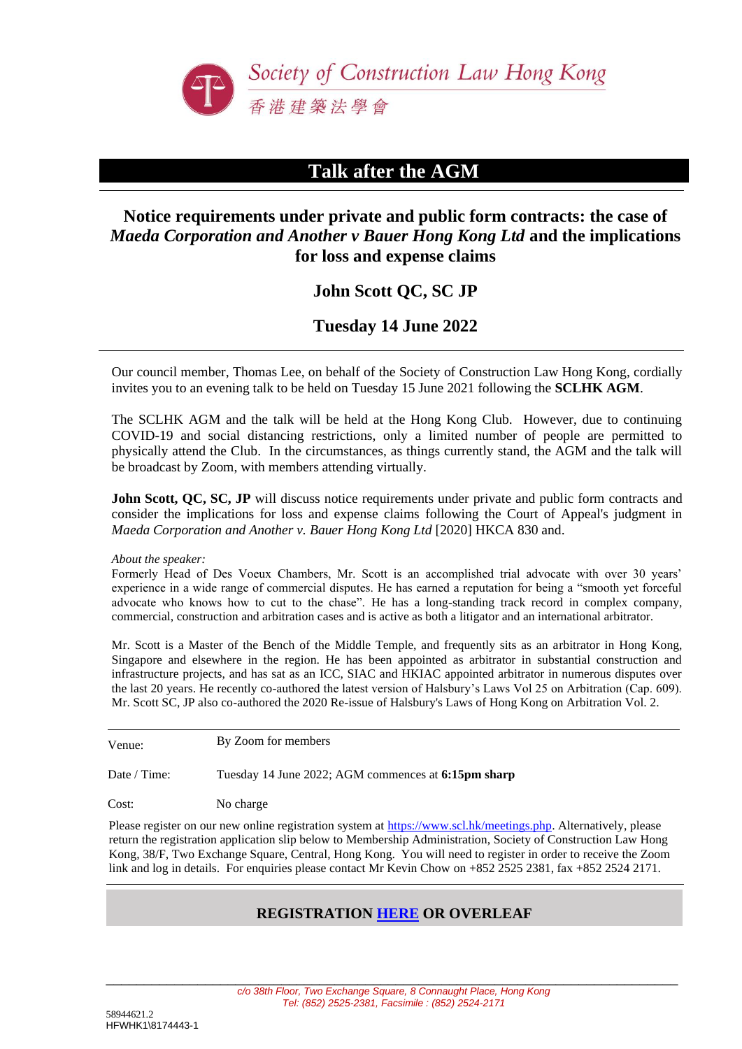Society of Construction Law Hong Kong

香港建築法學會

# Talk after the AGM

## Notice requirements under private and public form contracts: the case of *Maeda Corporation and Another v Bauer Hong Kong Ltd* and the implications for loss and expense claims

### John Scott QC, SC JP

### Tuesday 14 June 2022

Our council member, Thomas Lee, on behalf of the Society of Construction Law Hong Kong, cordially invites you to an evening talk to be held on Tuesday 15 June 2021 following the **SCLHK AGM**.

The SCLHK AGM and the talk will be held at the Hong Kong Club. However, due to continuing COVID-19 and social distancing restrictions, only a limited number of people are permitted to physically attend the Club. In the circumstances, as things currently stand, the AGM and the talk will be broadcast by Zoom, with members attending virtually.

**John Scott, QC, SC, JP** will discuss notice requirements under private and public form contracts and consider the implications for loss and expense claims following the Court of Appeal's judgment in *Maeda Corporation and Another v. Bauer Hong Kong Ltd* [2020] HKCA 830 and.

*About the speaker:*

Formerly Head of Des Voeux Chambers, Mr. Scott is an accomplished trial advocate with over 30 years' experience in a wide range of commercial disputes. He has earned a reputation for being a "smooth yet forceful advocate who knows how to cut to the chase". He has a long-standing track record in complex company, commercial, construction and arbitration cases and is active as both a litigator and an international arbitrator.

Mr. Scott is a Master of the Bench of the Middle Temple, and frequently sits as an arbitrator in Hong Kong, Singapore and elsewhere in the region. He has been appointed as arbitrator in substantial construction and infrastructure projects, and has sat as an ICC, SIAC and HKIAC appointed arbitrator in numerous disputes over the last 20 years. He recently co-authored the latest version of Halsbury's Laws Vol 25 on Arbitration (Cap. 609). Mr. Scott SC, JP also co-authored the 2020 Re-issue of Halsbury's Laws of Hong Kong on Arbitration Vol. 2.

| | |
|---|---|
| Venue: | By Zoom for members |
| Date / Time: | Tuesday 14 June 2022; AGM commences at **6:15pm sharp** |
| Cost: | No charge |

Please register on our new online registration system at https://www.scl.hk/meetings.php. Alternatively, please return the registration application slip below to Membership Administration, Society of Construction Law Hong Kong, 38/F, Two Exchange Square, Central, Hong Kong. You will need to register in order to receive the Zoom link and log in details. For enquiries please contact Mr Kevin Chow on +852 2525 2381, fax +852 2524 2171.

**REGISTRATION HERE OR OVERLEAF**

*c/o 38th Floor, Two Exchange Square, 8 Connaught Place, Hong Kong*
*Tel: (852) 2525-2381, Facsimile : (852) 2524-2171*

58944621.2
HFWHK1\8174443-1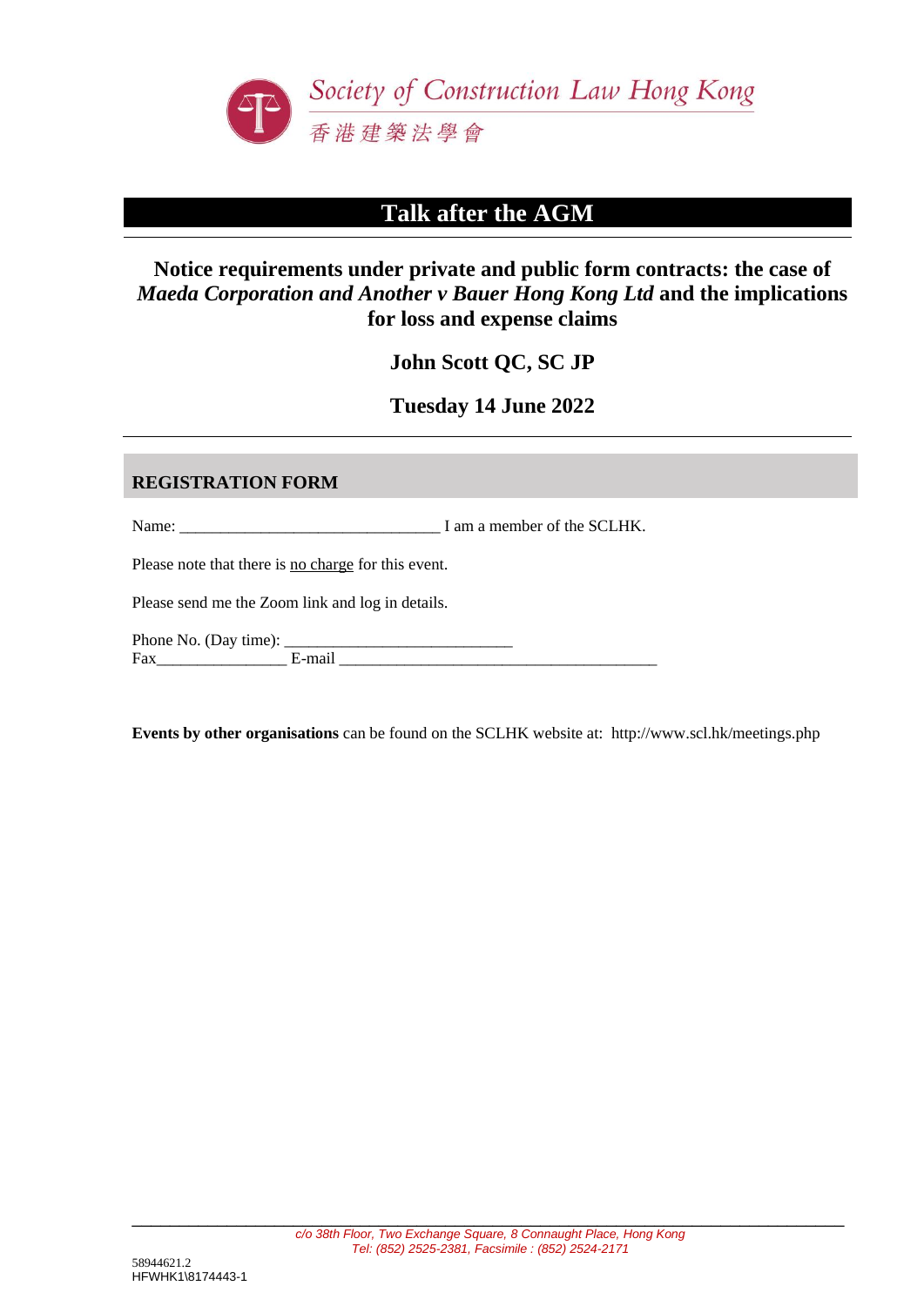Society of Construction Law Hong Kong

香港建築法學會

# Talk after the AGM

## Notice requirements under private and public form contracts: the case of *Maeda Corporation and Another v Bauer Hong Kong Ltd* and the implications for loss and expense claims

**John Scott QC, SC JP**

**Tuesday 14 June 2022**

### REGISTRATION FORM

Name: _______________________________ I am a member of the SCLHK.

Please note that there is no charge for this event.

Please send me the Zoom link and log in details.

Phone No. (Day time): ____________________________

Fax________________ E-mail ______________________________________

**Events by other organisations** can be found on the SCLHK website at: http://www.scl.hk/meetings.php

*c/o 38th Floor, Two Exchange Square, 8 Connaught Place, Hong Kong*
*Tel: (852) 2525-2381, Facsimile : (852) 2524-2171*

58944621.2
HFWHK1\8174443-1